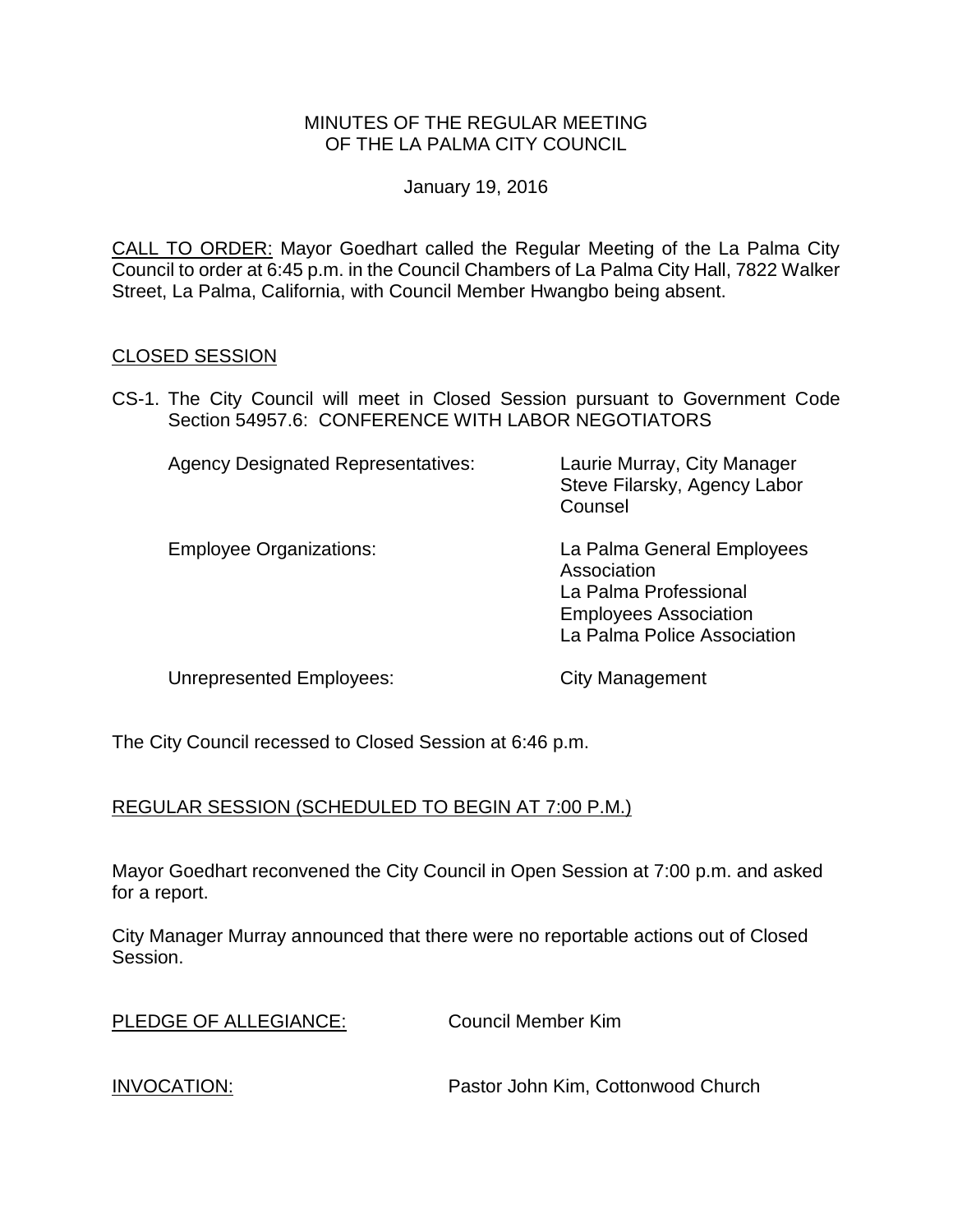# MINUTES OF THE REGULAR MEETING OF THE LA PALMA CITY COUNCIL

January 19, 2016

CALL TO ORDER: Mayor Goedhart called the Regular Meeting of the La Palma City Council to order at 6:45 p.m. in the Council Chambers of La Palma City Hall, 7822 Walker Street, La Palma, California, with Council Member Hwangbo being absent.

## CLOSED SESSION

CS-1. The City Council will meet in Closed Session pursuant to Government Code Section 54957.6: CONFERENCE WITH LABOR NEGOTIATORS

| | |
|---|---|
| Agency Designated Representatives: | Laurie Murray, City Manager<br>Steve Filarsky, Agency Labor Counsel |
| Employee Organizations: | La Palma General Employees Association<br>La Palma Professional Employees Association<br>La Palma Police Association |
| Unrepresented Employees: | City Management |

The City Council recessed to Closed Session at 6:46 p.m.

## REGULAR SESSION (SCHEDULED TO BEGIN AT 7:00 P.M.)

Mayor Goedhart reconvened the City Council in Open Session at 7:00 p.m. and asked for a report.

City Manager Murray announced that there were no reportable actions out of Closed Session.

PLEDGE OF ALLEGIANCE: Council Member Kim

INVOCATION: Pastor John Kim, Cottonwood Church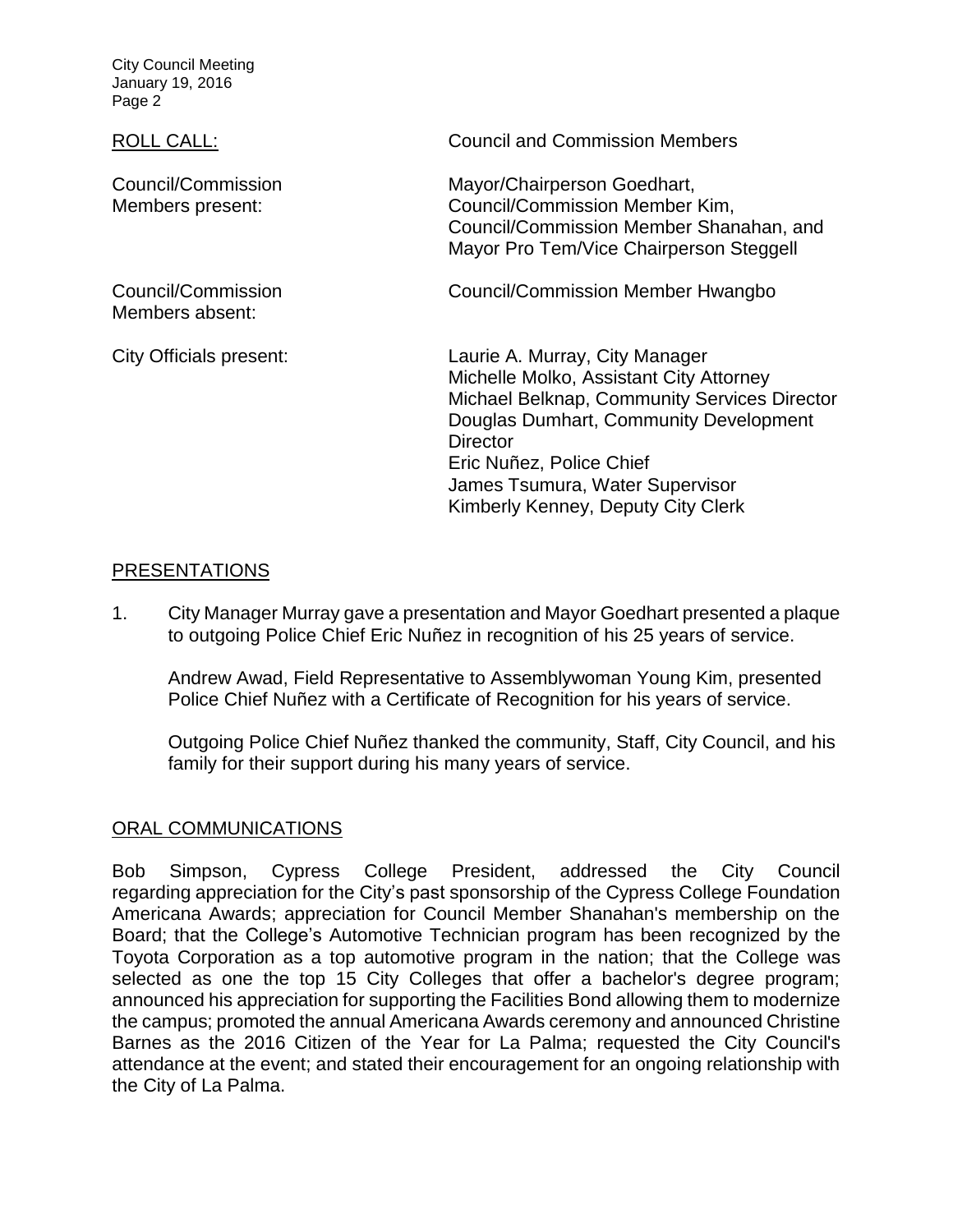ROLL CALL: Council and Commission Members

| | |
|---|---|
| Council/Commission Members present: | Mayor/Chairperson Goedhart, Council/Commission Member Kim, Council/Commission Member Shanahan, and Mayor Pro Tem/Vice Chairperson Steggell |
| Council/Commission Members absent: | Council/Commission Member Hwangbo |
| City Officials present: | Laurie A. Murray, City Manager<br>Michelle Molko, Assistant City Attorney<br>Michael Belknap, Community Services Director<br>Douglas Dumhart, Community Development Director<br>Eric Nuñez, Police Chief<br>James Tsumura, Water Supervisor<br>Kimberly Kenney, Deputy City Clerk |

## PRESENTATIONS

1. City Manager Murray gave a presentation and Mayor Goedhart presented a plaque to outgoing Police Chief Eric Nuñez in recognition of his 25 years of service.

   Andrew Awad, Field Representative to Assemblywoman Young Kim, presented Police Chief Nuñez with a Certificate of Recognition for his years of service.

   Outgoing Police Chief Nuñez thanked the community, Staff, City Council, and his family for their support during his many years of service.

## ORAL COMMUNICATIONS

Bob Simpson, Cypress College President, addressed the City Council regarding appreciation for the City's past sponsorship of the Cypress College Foundation Americana Awards; appreciation for Council Member Shanahan's membership on the Board; that the College's Automotive Technician program has been recognized by the Toyota Corporation as a top automotive program in the nation; that the College was selected as one the top 15 City Colleges that offer a bachelor's degree program; announced his appreciation for supporting the Facilities Bond allowing them to modernize the campus; promoted the annual Americana Awards ceremony and announced Christine Barnes as the 2016 Citizen of the Year for La Palma; requested the City Council's attendance at the event; and stated their encouragement for an ongoing relationship with the City of La Palma.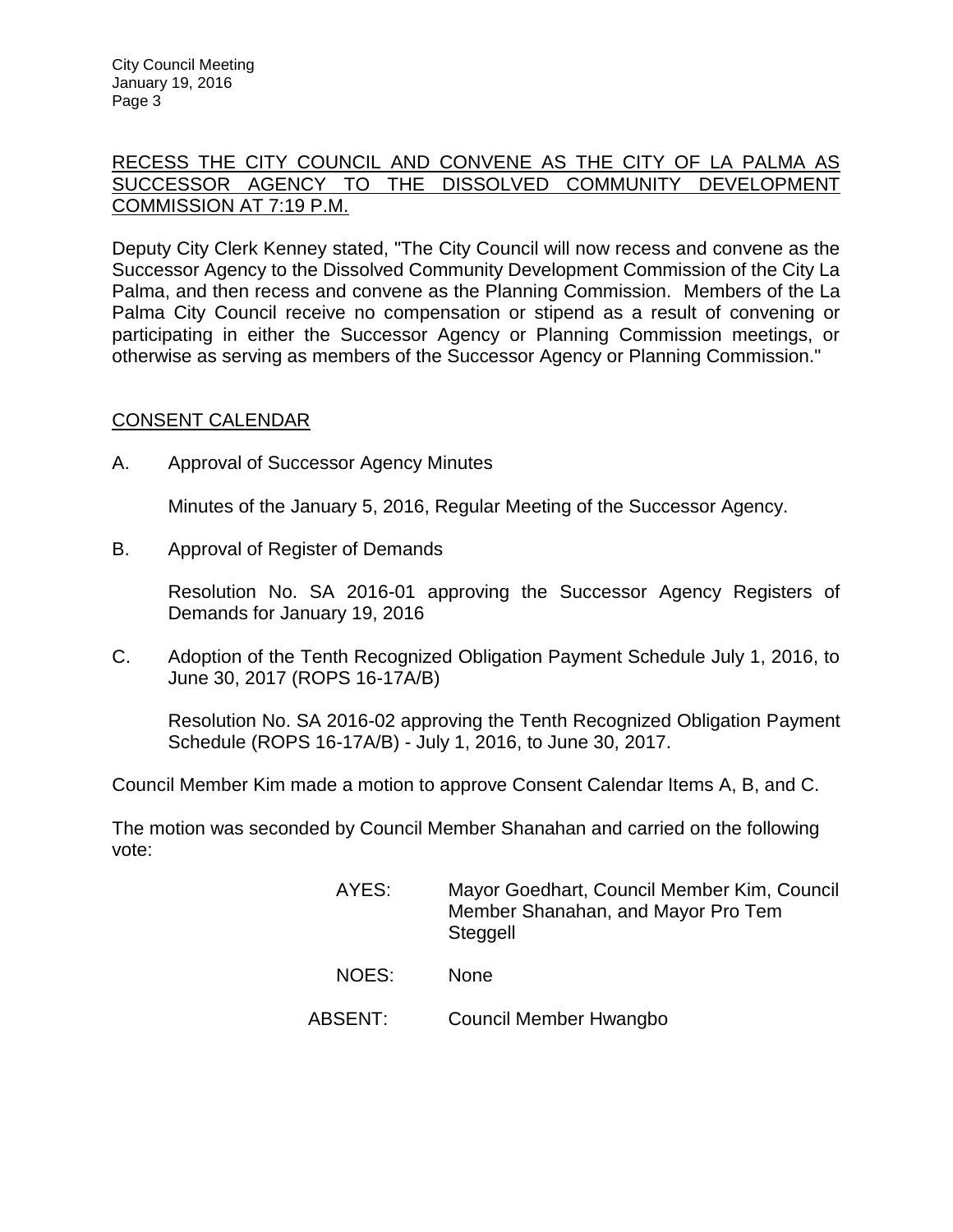RECESS THE CITY COUNCIL AND CONVENE AS THE CITY OF LA PALMA AS SUCCESSOR AGENCY TO THE DISSOLVED COMMUNITY DEVELOPMENT COMMISSION AT 7:19 P.M.

Deputy City Clerk Kenney stated, "The City Council will now recess and convene as the Successor Agency to the Dissolved Community Development Commission of the City La Palma, and then recess and convene as the Planning Commission. Members of the La Palma City Council receive no compensation or stipend as a result of convening or participating in either the Successor Agency or Planning Commission meetings, or otherwise as serving as members of the Successor Agency or Planning Commission."

CONSENT CALENDAR

A. Approval of Successor Agency Minutes

Minutes of the January 5, 2016, Regular Meeting of the Successor Agency.

B. Approval of Register of Demands

Resolution No. SA 2016-01 approving the Successor Agency Registers of Demands for January 19, 2016

C. Adoption of the Tenth Recognized Obligation Payment Schedule July 1, 2016, to June 30, 2017 (ROPS 16-17A/B)

Resolution No. SA 2016-02 approving the Tenth Recognized Obligation Payment Schedule (ROPS 16-17A/B) - July 1, 2016, to June 30, 2017.

Council Member Kim made a motion to approve Consent Calendar Items A, B, and C.

The motion was seconded by Council Member Shanahan and carried on the following vote:

AYES: Mayor Goedhart, Council Member Kim, Council Member Shanahan, and Mayor Pro Tem Steggell

NOES: None

ABSENT: Council Member Hwangbo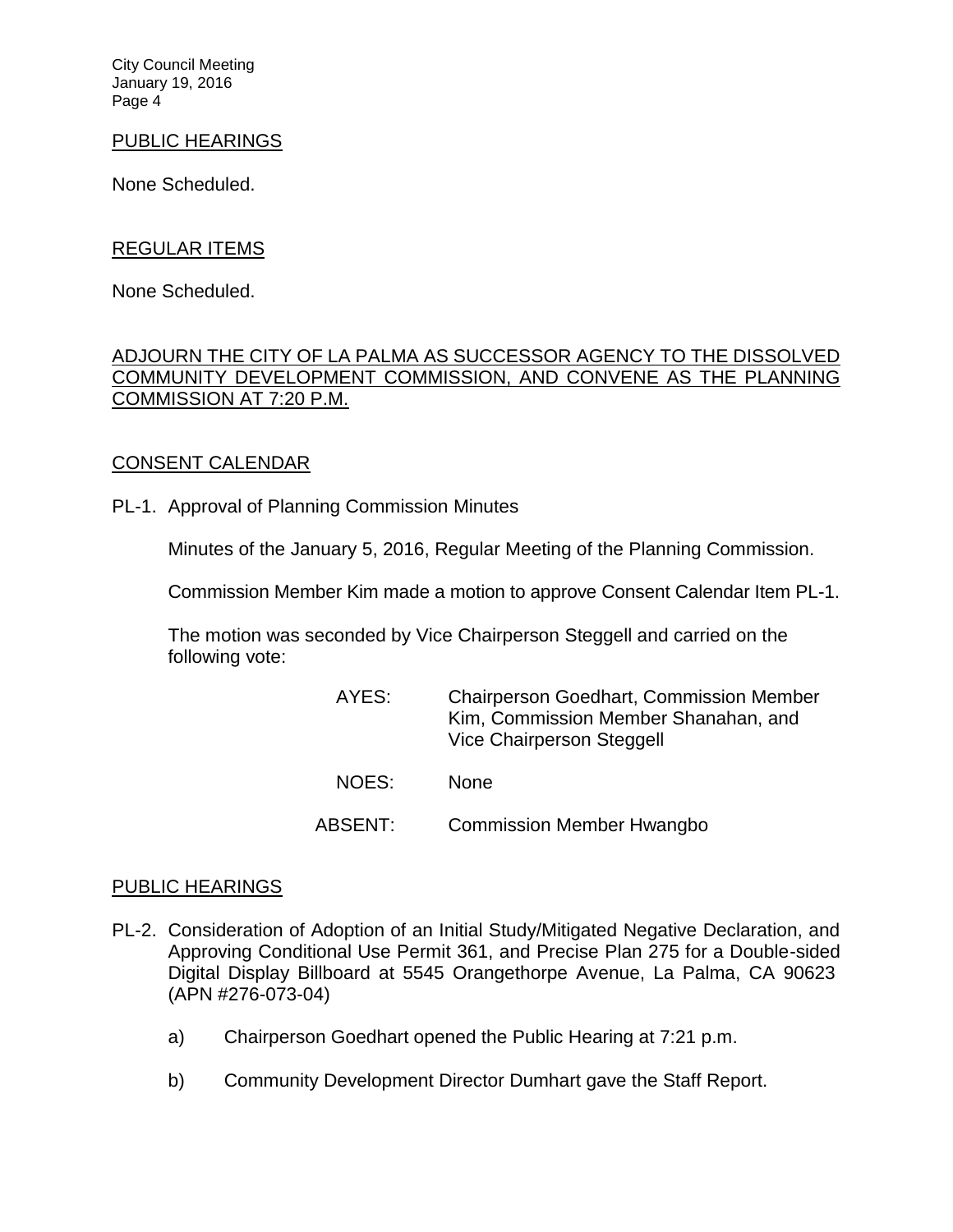## PUBLIC HEARINGS

None Scheduled.

## REGULAR ITEMS

None Scheduled.

## ADJOURN THE CITY OF LA PALMA AS SUCCESSOR AGENCY TO THE DISSOLVED COMMUNITY DEVELOPMENT COMMISSION, AND CONVENE AS THE PLANNING COMMISSION AT 7:20 P.M.

## CONSENT CALENDAR

PL-1. Approval of Planning Commission Minutes

Minutes of the January 5, 2016, Regular Meeting of the Planning Commission.

Commission Member Kim made a motion to approve Consent Calendar Item PL-1.

The motion was seconded by Vice Chairperson Steggell and carried on the following vote:

AYES: Chairperson Goedhart, Commission Member Kim, Commission Member Shanahan, and Vice Chairperson Steggell

NOES: None

ABSENT: Commission Member Hwangbo

## PUBLIC HEARINGS

PL-2. Consideration of Adoption of an Initial Study/Mitigated Negative Declaration, and Approving Conditional Use Permit 361, and Precise Plan 275 for a Double-sided Digital Display Billboard at 5545 Orangethorpe Avenue, La Palma, CA 90623 (APN #276-073-04)

a) Chairperson Goedhart opened the Public Hearing at 7:21 p.m.

b) Community Development Director Dumhart gave the Staff Report.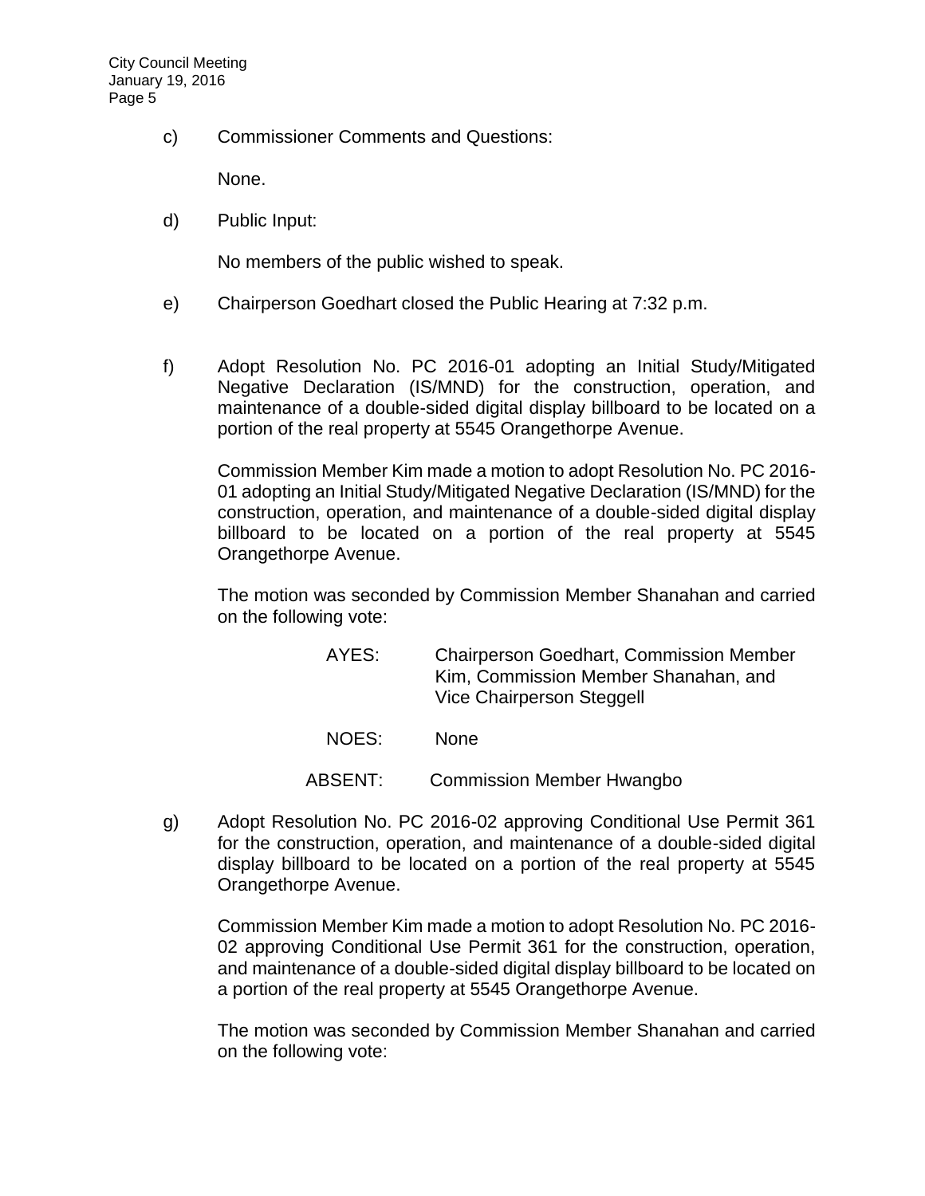c) Commissioner Comments and Questions:

None.

d) Public Input:

No members of the public wished to speak.

e) Chairperson Goedhart closed the Public Hearing at 7:32 p.m.

f) Adopt Resolution No. PC 2016-01 adopting an Initial Study/Mitigated Negative Declaration (IS/MND) for the construction, operation, and maintenance of a double-sided digital display billboard to be located on a portion of the real property at 5545 Orangethorpe Avenue.

Commission Member Kim made a motion to adopt Resolution No. PC 2016-01 adopting an Initial Study/Mitigated Negative Declaration (IS/MND) for the construction, operation, and maintenance of a double-sided digital display billboard to be located on a portion of the real property at 5545 Orangethorpe Avenue.

The motion was seconded by Commission Member Shanahan and carried on the following vote:

AYES: Chairperson Goedhart, Commission Member Kim, Commission Member Shanahan, and Vice Chairperson Steggell

NOES: None

ABSENT: Commission Member Hwangbo

g) Adopt Resolution No. PC 2016-02 approving Conditional Use Permit 361 for the construction, operation, and maintenance of a double-sided digital display billboard to be located on a portion of the real property at 5545 Orangethorpe Avenue.

Commission Member Kim made a motion to adopt Resolution No. PC 2016-02 approving Conditional Use Permit 361 for the construction, operation, and maintenance of a double-sided digital display billboard to be located on a portion of the real property at 5545 Orangethorpe Avenue.

The motion was seconded by Commission Member Shanahan and carried on the following vote: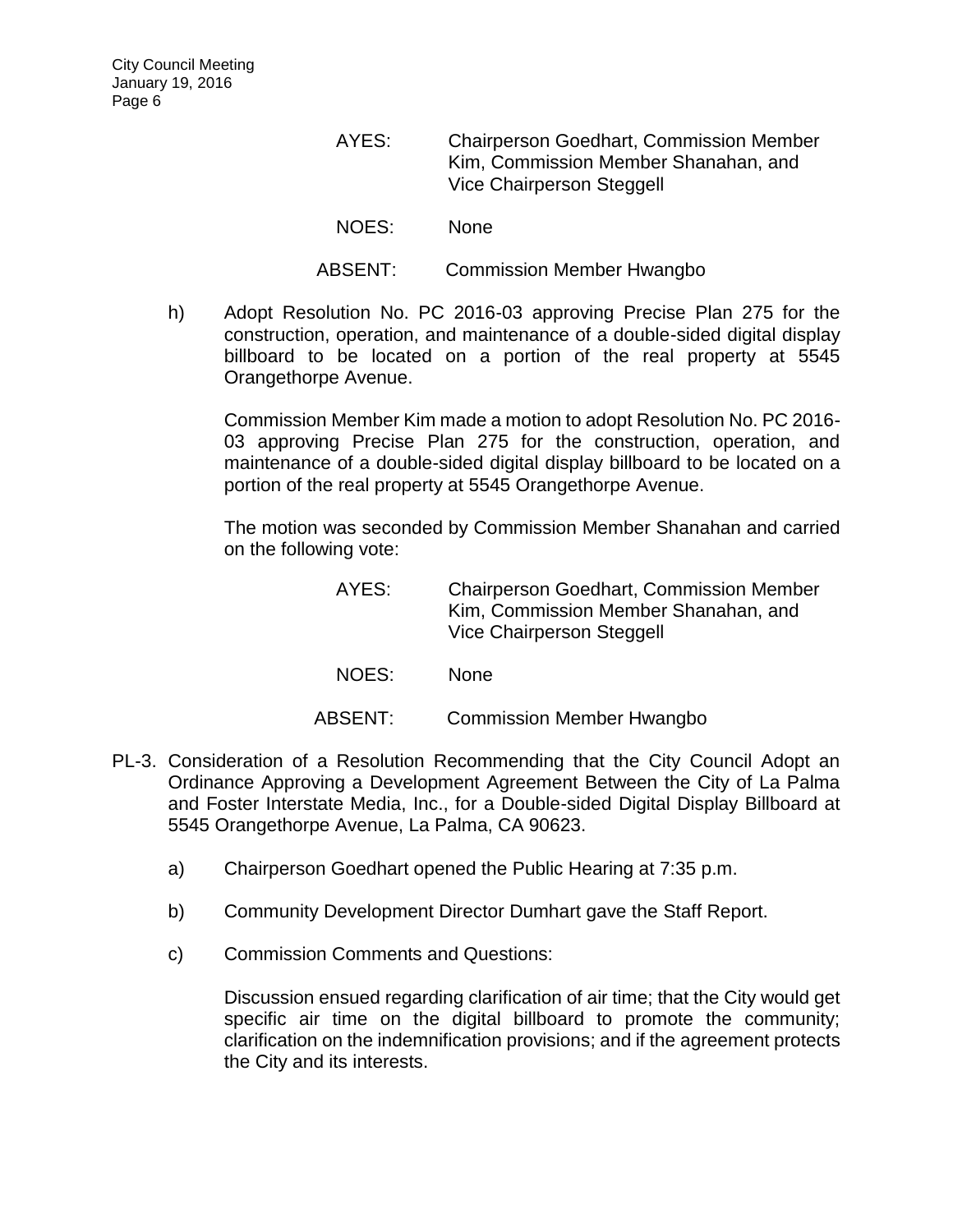AYES: Chairperson Goedhart, Commission Member Kim, Commission Member Shanahan, and Vice Chairperson Steggell

NOES: None

ABSENT: Commission Member Hwangbo

h) Adopt Resolution No. PC 2016-03 approving Precise Plan 275 for the construction, operation, and maintenance of a double-sided digital display billboard to be located on a portion of the real property at 5545 Orangethorpe Avenue.

Commission Member Kim made a motion to adopt Resolution No. PC 2016-03 approving Precise Plan 275 for the construction, operation, and maintenance of a double-sided digital display billboard to be located on a portion of the real property at 5545 Orangethorpe Avenue.

The motion was seconded by Commission Member Shanahan and carried on the following vote:

AYES: Chairperson Goedhart, Commission Member Kim, Commission Member Shanahan, and Vice Chairperson Steggell

NOES: None

ABSENT: Commission Member Hwangbo

PL-3. Consideration of a Resolution Recommending that the City Council Adopt an Ordinance Approving a Development Agreement Between the City of La Palma and Foster Interstate Media, Inc., for a Double-sided Digital Display Billboard at 5545 Orangethorpe Avenue, La Palma, CA 90623.

a) Chairperson Goedhart opened the Public Hearing at 7:35 p.m.

b) Community Development Director Dumhart gave the Staff Report.

c) Commission Comments and Questions:

Discussion ensued regarding clarification of air time; that the City would get specific air time on the digital billboard to promote the community; clarification on the indemnification provisions; and if the agreement protects the City and its interests.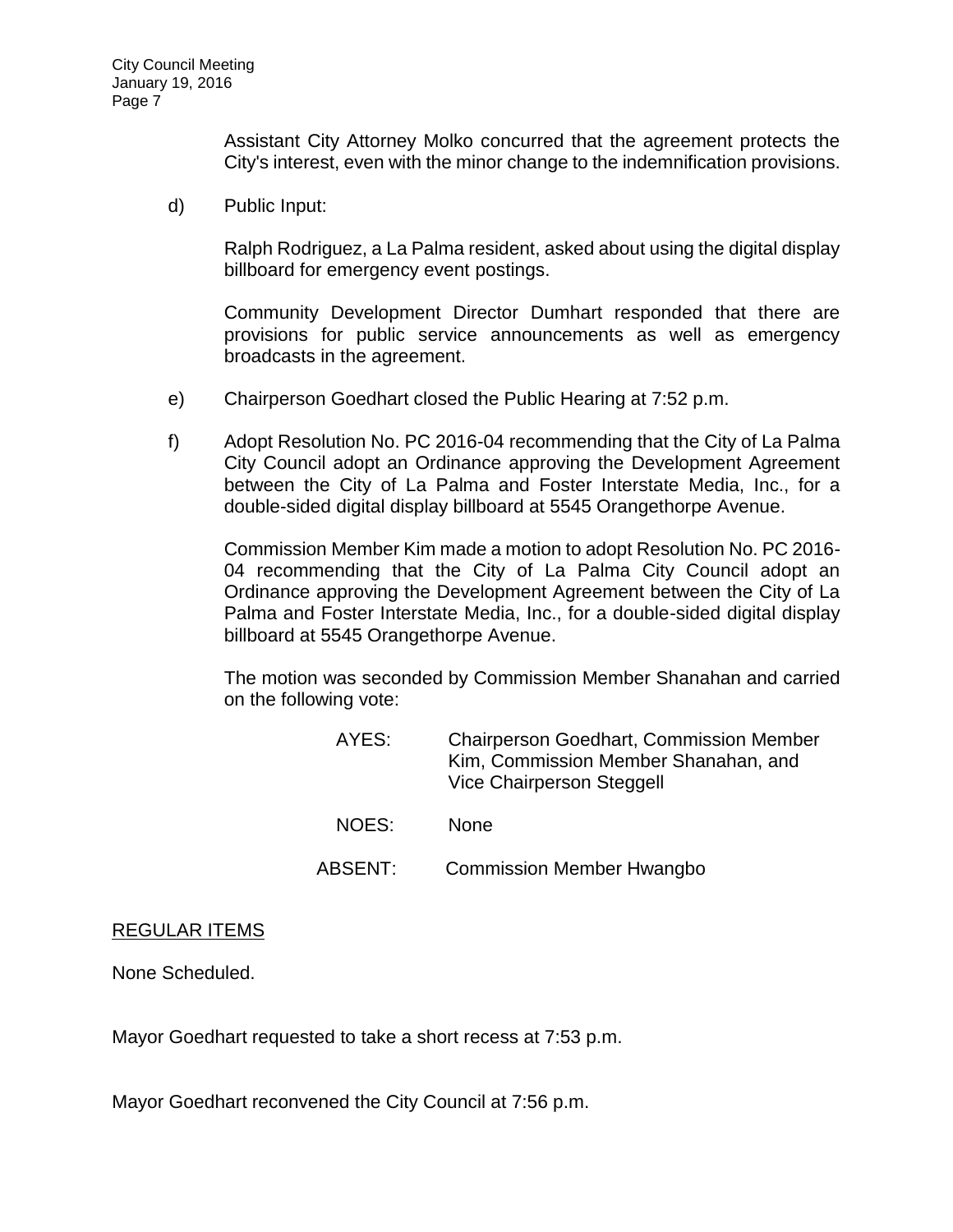Assistant City Attorney Molko concurred that the agreement protects the City's interest, even with the minor change to the indemnification provisions.

d) Public Input:

Ralph Rodriguez, a La Palma resident, asked about using the digital display billboard for emergency event postings.

Community Development Director Dumhart responded that there are provisions for public service announcements as well as emergency broadcasts in the agreement.

e) Chairperson Goedhart closed the Public Hearing at 7:52 p.m.

f) Adopt Resolution No. PC 2016-04 recommending that the City of La Palma City Council adopt an Ordinance approving the Development Agreement between the City of La Palma and Foster Interstate Media, Inc., for a double-sided digital display billboard at 5545 Orangethorpe Avenue.

Commission Member Kim made a motion to adopt Resolution No. PC 2016-04 recommending that the City of La Palma City Council adopt an Ordinance approving the Development Agreement between the City of La Palma and Foster Interstate Media, Inc., for a double-sided digital display billboard at 5545 Orangethorpe Avenue.

The motion was seconded by Commission Member Shanahan and carried on the following vote:

AYES: Chairperson Goedhart, Commission Member Kim, Commission Member Shanahan, and Vice Chairperson Steggell

NOES: None

ABSENT: Commission Member Hwangbo

REGULAR ITEMS

None Scheduled.

Mayor Goedhart requested to take a short recess at 7:53 p.m.

Mayor Goedhart reconvened the City Council at 7:56 p.m.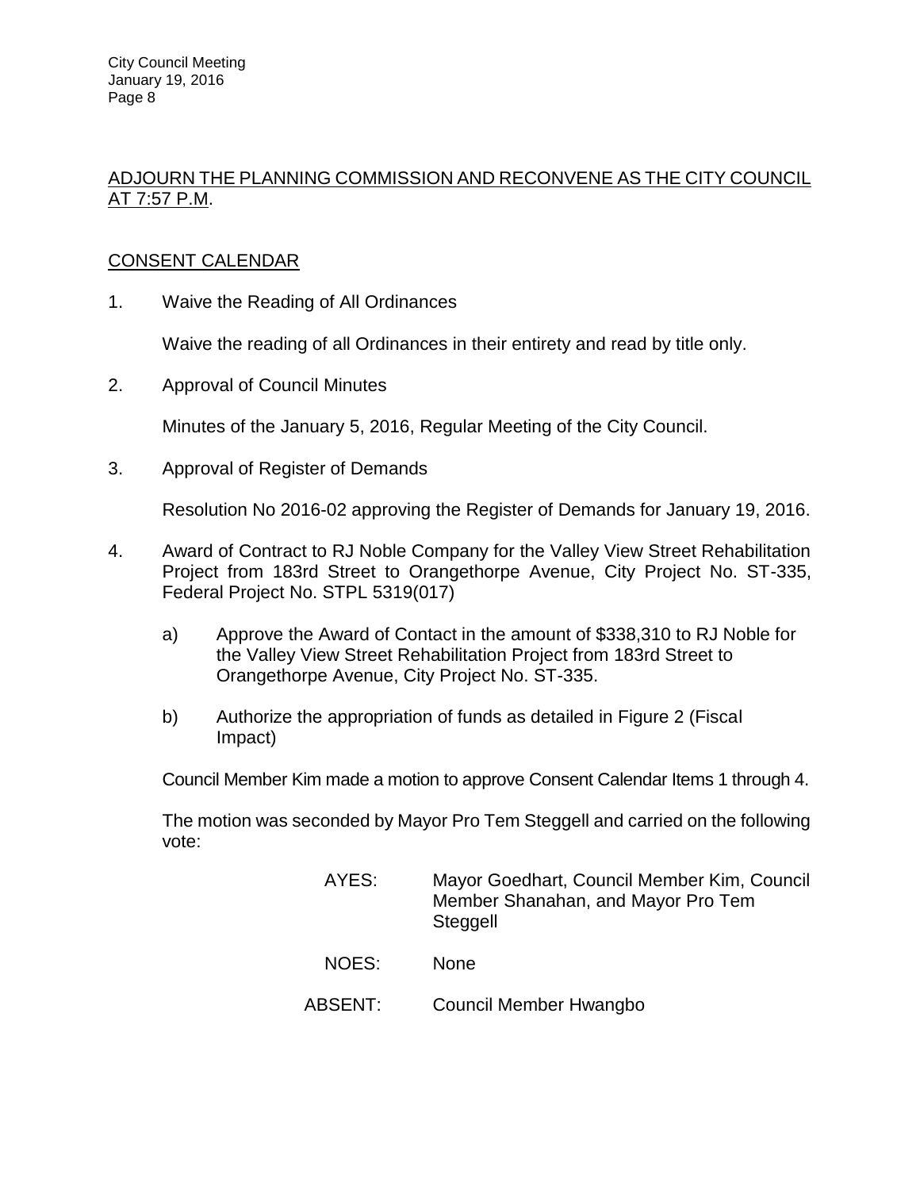ADJOURN THE PLANNING COMMISSION AND RECONVENE AS THE CITY COUNCIL AT 7:57 P.M.

CONSENT CALENDAR

1. Waive the Reading of All Ordinances

   Waive the reading of all Ordinances in their entirety and read by title only.

2. Approval of Council Minutes

   Minutes of the January 5, 2016, Regular Meeting of the City Council.

3. Approval of Register of Demands

   Resolution No 2016-02 approving the Register of Demands for January 19, 2016.

4. Award of Contract to RJ Noble Company for the Valley View Street Rehabilitation Project from 183rd Street to Orangethorpe Avenue, City Project No. ST-335, Federal Project No. STPL 5319(017)

   a) Approve the Award of Contact in the amount of $338,310 to RJ Noble for the Valley View Street Rehabilitation Project from 183rd Street to Orangethorpe Avenue, City Project No. ST-335.

   b) Authorize the appropriation of funds as detailed in Figure 2 (Fiscal Impact)

   Council Member Kim made a motion to approve Consent Calendar Items 1 through 4.

   The motion was seconded by Mayor Pro Tem Steggell and carried on the following vote:

   AYES: Mayor Goedhart, Council Member Kim, Council Member Shanahan, and Mayor Pro Tem Steggell

   NOES: None

   ABSENT: Council Member Hwangbo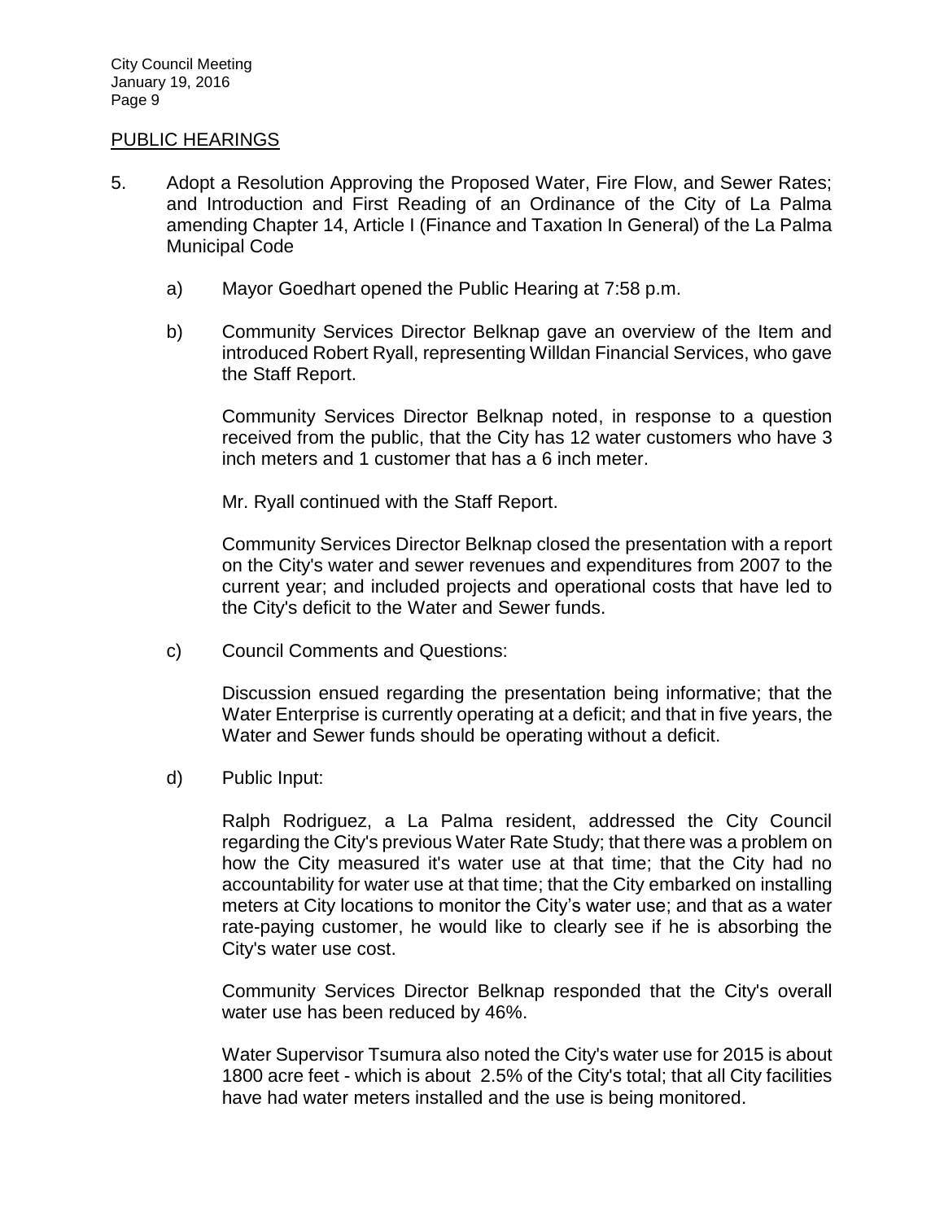## PUBLIC HEARINGS

5. Adopt a Resolution Approving the Proposed Water, Fire Flow, and Sewer Rates; and Introduction and First Reading of an Ordinance of the City of La Palma amending Chapter 14, Article I (Finance and Taxation In General) of the La Palma Municipal Code

   a) Mayor Goedhart opened the Public Hearing at 7:58 p.m.

   b) Community Services Director Belknap gave an overview of the Item and introduced Robert Ryall, representing Willdan Financial Services, who gave the Staff Report.

      Community Services Director Belknap noted, in response to a question received from the public, that the City has 12 water customers who have 3 inch meters and 1 customer that has a 6 inch meter.

      Mr. Ryall continued with the Staff Report.

      Community Services Director Belknap closed the presentation with a report on the City's water and sewer revenues and expenditures from 2007 to the current year; and included projects and operational costs that have led to the City's deficit to the Water and Sewer funds.

   c) Council Comments and Questions:

      Discussion ensued regarding the presentation being informative; that the Water Enterprise is currently operating at a deficit; and that in five years, the Water and Sewer funds should be operating without a deficit.

   d) Public Input:

      Ralph Rodriguez, a La Palma resident, addressed the City Council regarding the City's previous Water Rate Study; that there was a problem on how the City measured it's water use at that time; that the City had no accountability for water use at that time; that the City embarked on installing meters at City locations to monitor the City's water use; and that as a water rate-paying customer, he would like to clearly see if he is absorbing the City's water use cost.

      Community Services Director Belknap responded that the City's overall water use has been reduced by 46%.

      Water Supervisor Tsumura also noted the City's water use for 2015 is about 1800 acre feet - which is about 2.5% of the City's total; that all City facilities have had water meters installed and the use is being monitored.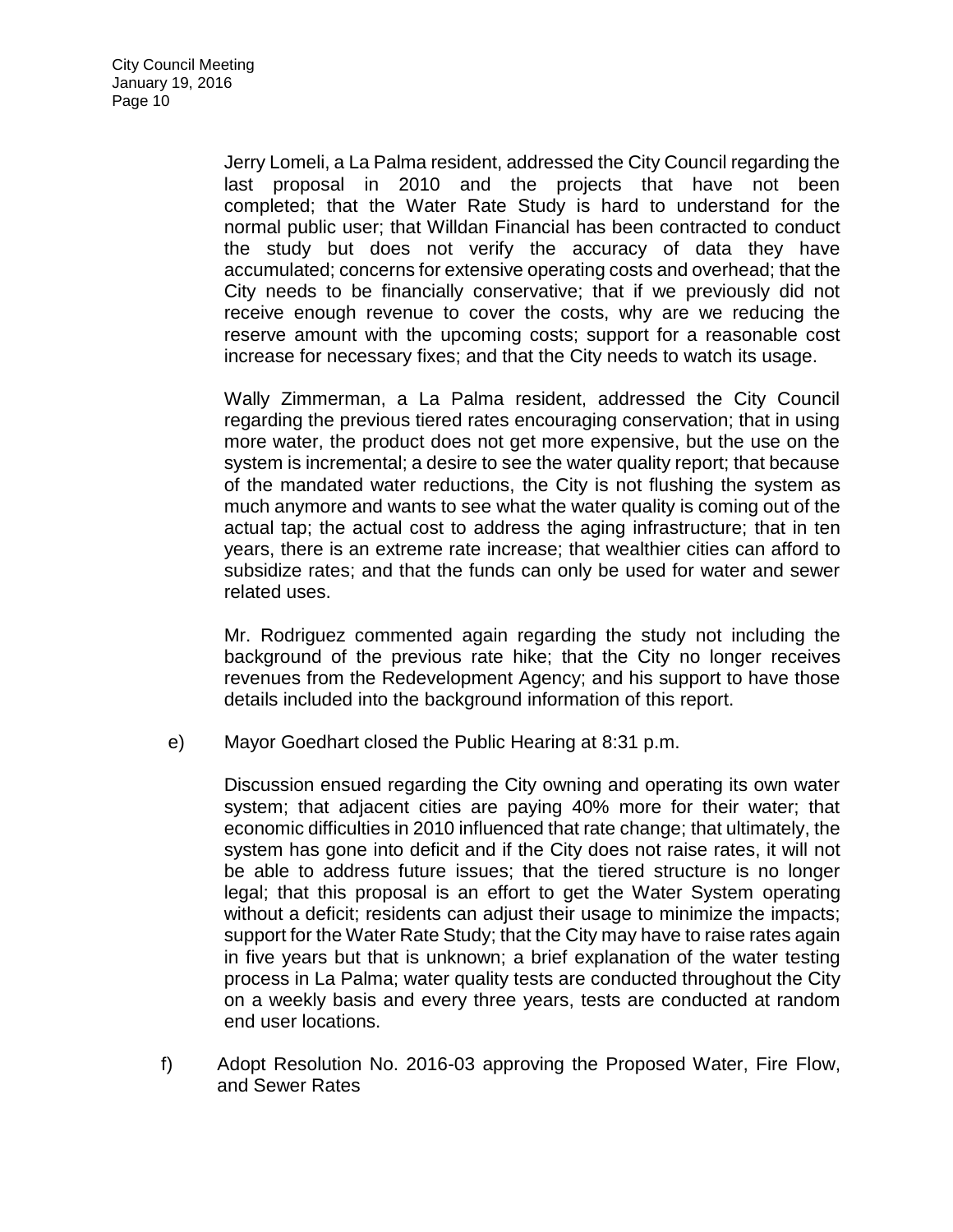Jerry Lomeli, a La Palma resident, addressed the City Council regarding the last proposal in 2010 and the projects that have not been completed; that the Water Rate Study is hard to understand for the normal public user; that Willdan Financial has been contracted to conduct the study but does not verify the accuracy of data they have accumulated; concerns for extensive operating costs and overhead; that the City needs to be financially conservative; that if we previously did not receive enough revenue to cover the costs, why are we reducing the reserve amount with the upcoming costs; support for a reasonable cost increase for necessary fixes; and that the City needs to watch its usage.

Wally Zimmerman, a La Palma resident, addressed the City Council regarding the previous tiered rates encouraging conservation; that in using more water, the product does not get more expensive, but the use on the system is incremental; a desire to see the water quality report; that because of the mandated water reductions, the City is not flushing the system as much anymore and wants to see what the water quality is coming out of the actual tap; the actual cost to address the aging infrastructure; that in ten years, there is an extreme rate increase; that wealthier cities can afford to subsidize rates; and that the funds can only be used for water and sewer related uses.

Mr. Rodriguez commented again regarding the study not including the background of the previous rate hike; that the City no longer receives revenues from the Redevelopment Agency; and his support to have those details included into the background information of this report.

e) Mayor Goedhart closed the Public Hearing at 8:31 p.m.

Discussion ensued regarding the City owning and operating its own water system; that adjacent cities are paying 40% more for their water; that economic difficulties in 2010 influenced that rate change; that ultimately, the system has gone into deficit and if the City does not raise rates, it will not be able to address future issues; that the tiered structure is no longer legal; that this proposal is an effort to get the Water System operating without a deficit; residents can adjust their usage to minimize the impacts; support for the Water Rate Study; that the City may have to raise rates again in five years but that is unknown; a brief explanation of the water testing process in La Palma; water quality tests are conducted throughout the City on a weekly basis and every three years, tests are conducted at random end user locations.

f) Adopt Resolution No. 2016-03 approving the Proposed Water, Fire Flow, and Sewer Rates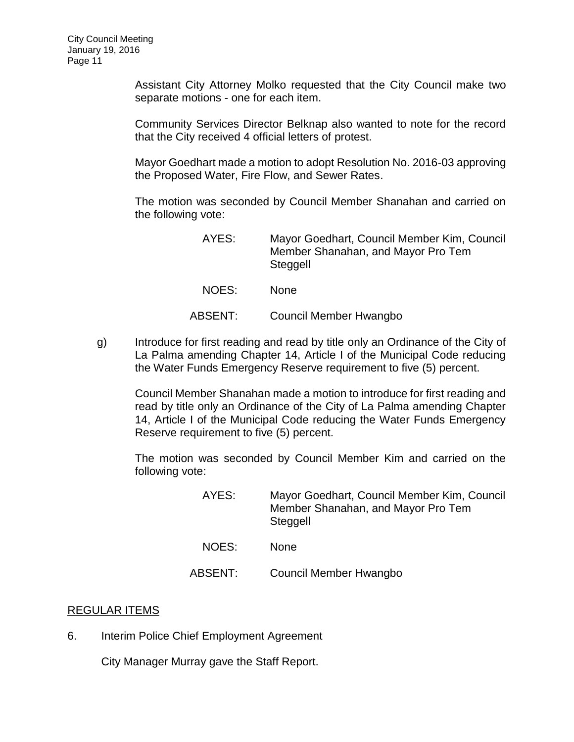Assistant City Attorney Molko requested that the City Council make two separate motions - one for each item.

Community Services Director Belknap also wanted to note for the record that the City received 4 official letters of protest.

Mayor Goedhart made a motion to adopt Resolution No. 2016-03 approving the Proposed Water, Fire Flow, and Sewer Rates.

The motion was seconded by Council Member Shanahan and carried on the following vote:

AYES: Mayor Goedhart, Council Member Kim, Council Member Shanahan, and Mayor Pro Tem Steggell

NOES: None

ABSENT: Council Member Hwangbo

g) Introduce for first reading and read by title only an Ordinance of the City of La Palma amending Chapter 14, Article I of the Municipal Code reducing the Water Funds Emergency Reserve requirement to five (5) percent.

Council Member Shanahan made a motion to introduce for first reading and read by title only an Ordinance of the City of La Palma amending Chapter 14, Article I of the Municipal Code reducing the Water Funds Emergency Reserve requirement to five (5) percent.

The motion was seconded by Council Member Kim and carried on the following vote:

AYES: Mayor Goedhart, Council Member Kim, Council Member Shanahan, and Mayor Pro Tem Steggell

NOES: None

ABSENT: Council Member Hwangbo

## REGULAR ITEMS

6. Interim Police Chief Employment Agreement

City Manager Murray gave the Staff Report.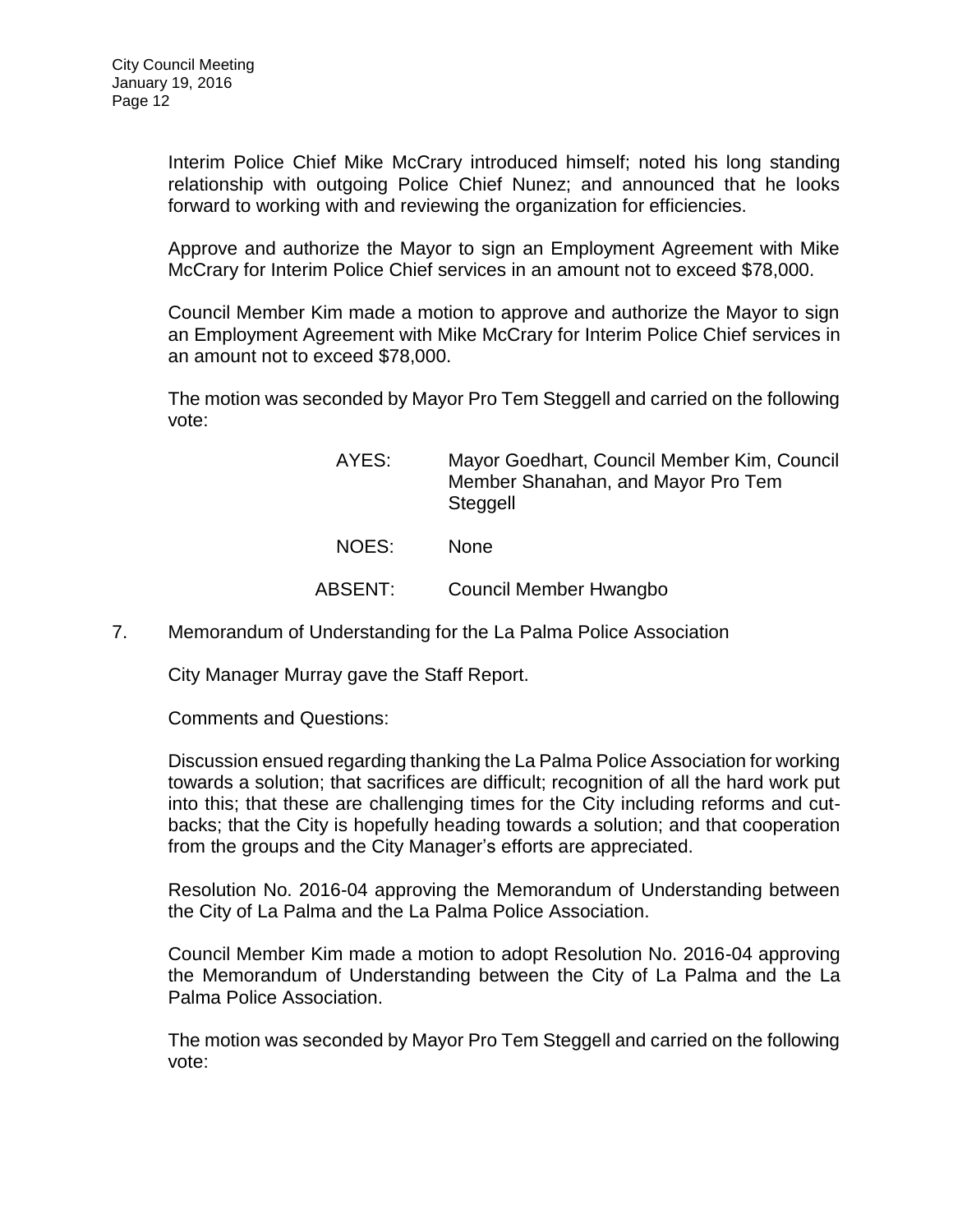Interim Police Chief Mike McCrary introduced himself; noted his long standing relationship with outgoing Police Chief Nunez; and announced that he looks forward to working with and reviewing the organization for efficiencies.

Approve and authorize the Mayor to sign an Employment Agreement with Mike McCrary for Interim Police Chief services in an amount not to exceed $78,000.

Council Member Kim made a motion to approve and authorize the Mayor to sign an Employment Agreement with Mike McCrary for Interim Police Chief services in an amount not to exceed $78,000.

The motion was seconded by Mayor Pro Tem Steggell and carried on the following vote:

AYES: Mayor Goedhart, Council Member Kim, Council Member Shanahan, and Mayor Pro Tem Steggell

NOES: None

ABSENT: Council Member Hwangbo

7. Memorandum of Understanding for the La Palma Police Association

City Manager Murray gave the Staff Report.

Comments and Questions:

Discussion ensued regarding thanking the La Palma Police Association for working towards a solution; that sacrifices are difficult; recognition of all the hard work put into this; that these are challenging times for the City including reforms and cut-backs; that the City is hopefully heading towards a solution; and that cooperation from the groups and the City Manager's efforts are appreciated.

Resolution No. 2016-04 approving the Memorandum of Understanding between the City of La Palma and the La Palma Police Association.

Council Member Kim made a motion to adopt Resolution No. 2016-04 approving the Memorandum of Understanding between the City of La Palma and the La Palma Police Association.

The motion was seconded by Mayor Pro Tem Steggell and carried on the following vote: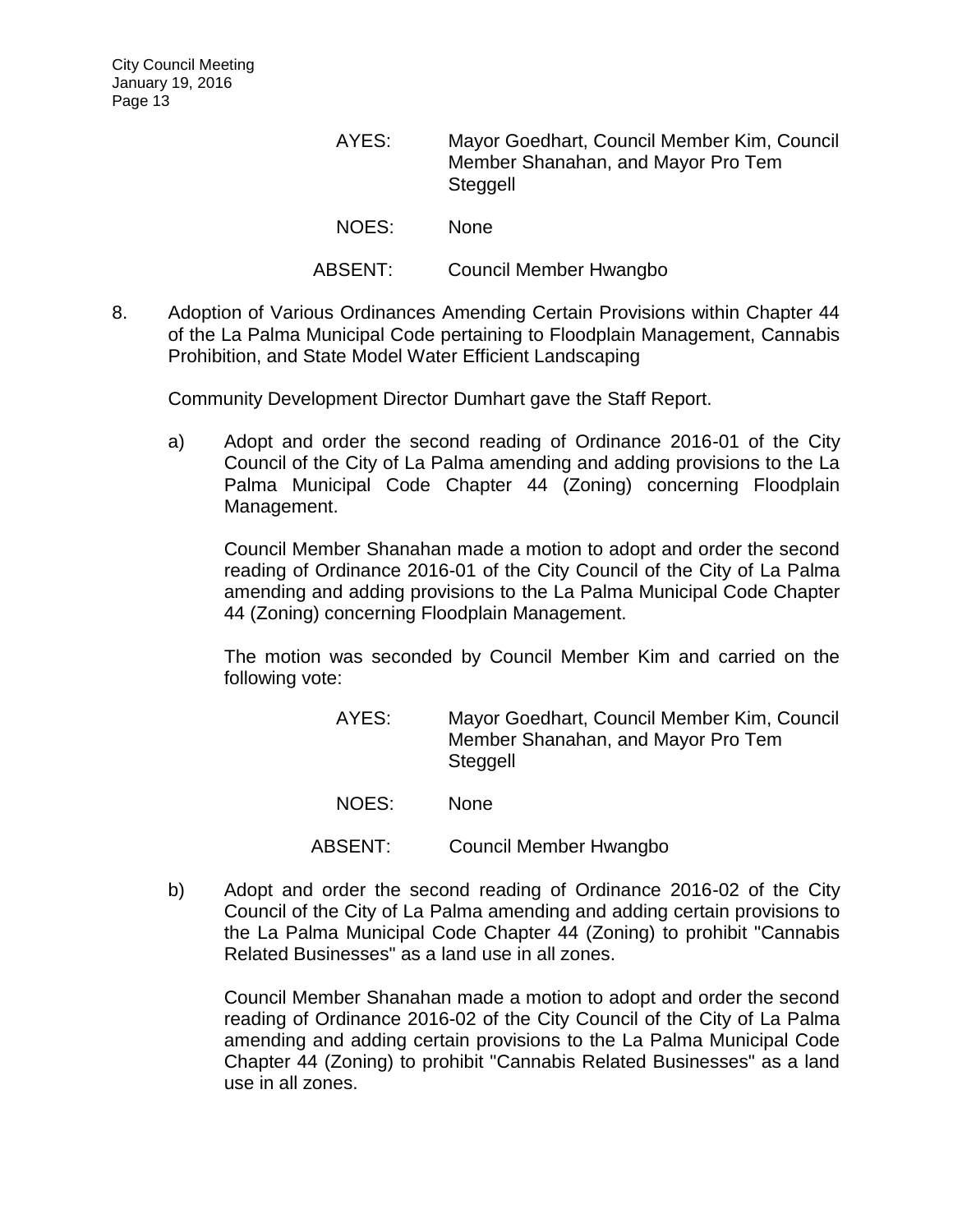AYES: Mayor Goedhart, Council Member Kim, Council Member Shanahan, and Mayor Pro Tem Steggell

NOES: None

ABSENT: Council Member Hwangbo

8. Adoption of Various Ordinances Amending Certain Provisions within Chapter 44 of the La Palma Municipal Code pertaining to Floodplain Management, Cannabis Prohibition, and State Model Water Efficient Landscaping

   Community Development Director Dumhart gave the Staff Report.

   a) Adopt and order the second reading of Ordinance 2016-01 of the City Council of the City of La Palma amending and adding provisions to the La Palma Municipal Code Chapter 44 (Zoning) concerning Floodplain Management.

      Council Member Shanahan made a motion to adopt and order the second reading of Ordinance 2016-01 of the City Council of the City of La Palma amending and adding provisions to the La Palma Municipal Code Chapter 44 (Zoning) concerning Floodplain Management.

      The motion was seconded by Council Member Kim and carried on the following vote:

      AYES: Mayor Goedhart, Council Member Kim, Council Member Shanahan, and Mayor Pro Tem Steggell

      NOES: None

      ABSENT: Council Member Hwangbo

   b) Adopt and order the second reading of Ordinance 2016-02 of the City Council of the City of La Palma amending and adding certain provisions to the La Palma Municipal Code Chapter 44 (Zoning) to prohibit "Cannabis Related Businesses" as a land use in all zones.

      Council Member Shanahan made a motion to adopt and order the second reading of Ordinance 2016-02 of the City Council of the City of La Palma amending and adding certain provisions to the La Palma Municipal Code Chapter 44 (Zoning) to prohibit "Cannabis Related Businesses" as a land use in all zones.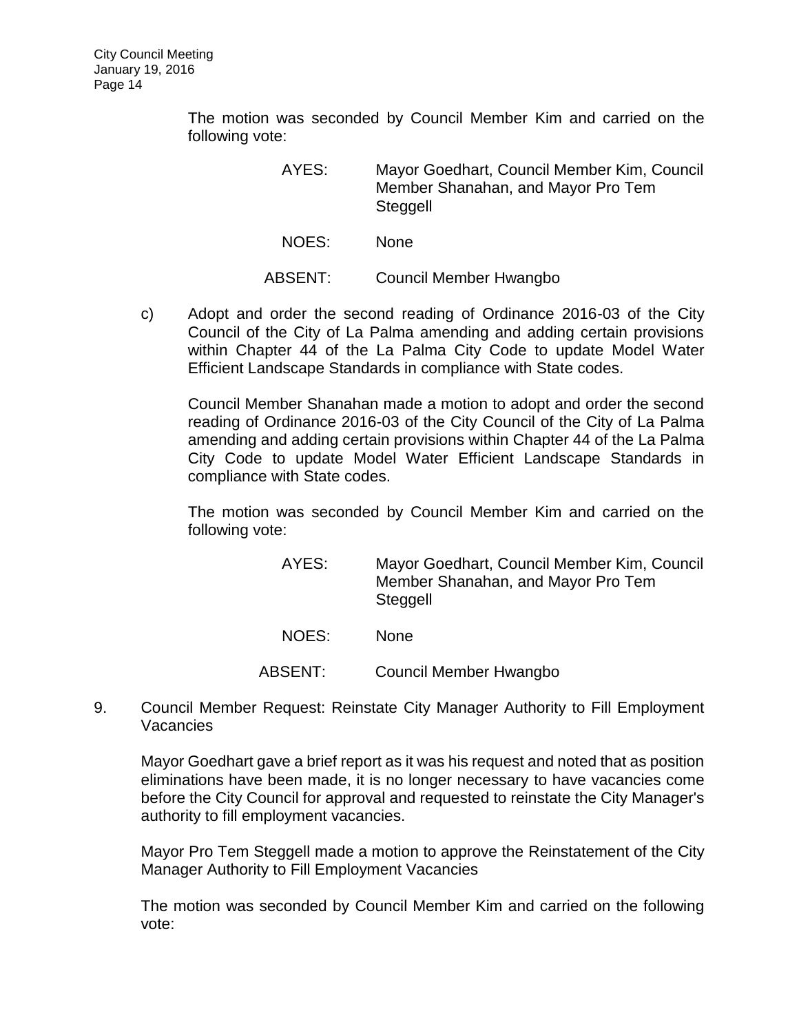The motion was seconded by Council Member Kim and carried on the following vote:

| | |
|---|---|
| AYES: | Mayor Goedhart, Council Member Kim, Council Member Shanahan, and Mayor Pro Tem Steggell |
| NOES: | None |
| ABSENT: | Council Member Hwangbo |

c) Adopt and order the second reading of Ordinance 2016-03 of the City Council of the City of La Palma amending and adding certain provisions within Chapter 44 of the La Palma City Code to update Model Water Efficient Landscape Standards in compliance with State codes.

Council Member Shanahan made a motion to adopt and order the second reading of Ordinance 2016-03 of the City Council of the City of La Palma amending and adding certain provisions within Chapter 44 of the La Palma City Code to update Model Water Efficient Landscape Standards in compliance with State codes.

The motion was seconded by Council Member Kim and carried on the following vote:

| | |
|---|---|
| AYES: | Mayor Goedhart, Council Member Kim, Council Member Shanahan, and Mayor Pro Tem Steggell |
| NOES: | None |
| ABSENT: | Council Member Hwangbo |

9. Council Member Request: Reinstate City Manager Authority to Fill Employment Vacancies

Mayor Goedhart gave a brief report as it was his request and noted that as position eliminations have been made, it is no longer necessary to have vacancies come before the City Council for approval and requested to reinstate the City Manager's authority to fill employment vacancies.

Mayor Pro Tem Steggell made a motion to approve the Reinstatement of the City Manager Authority to Fill Employment Vacancies

The motion was seconded by Council Member Kim and carried on the following vote: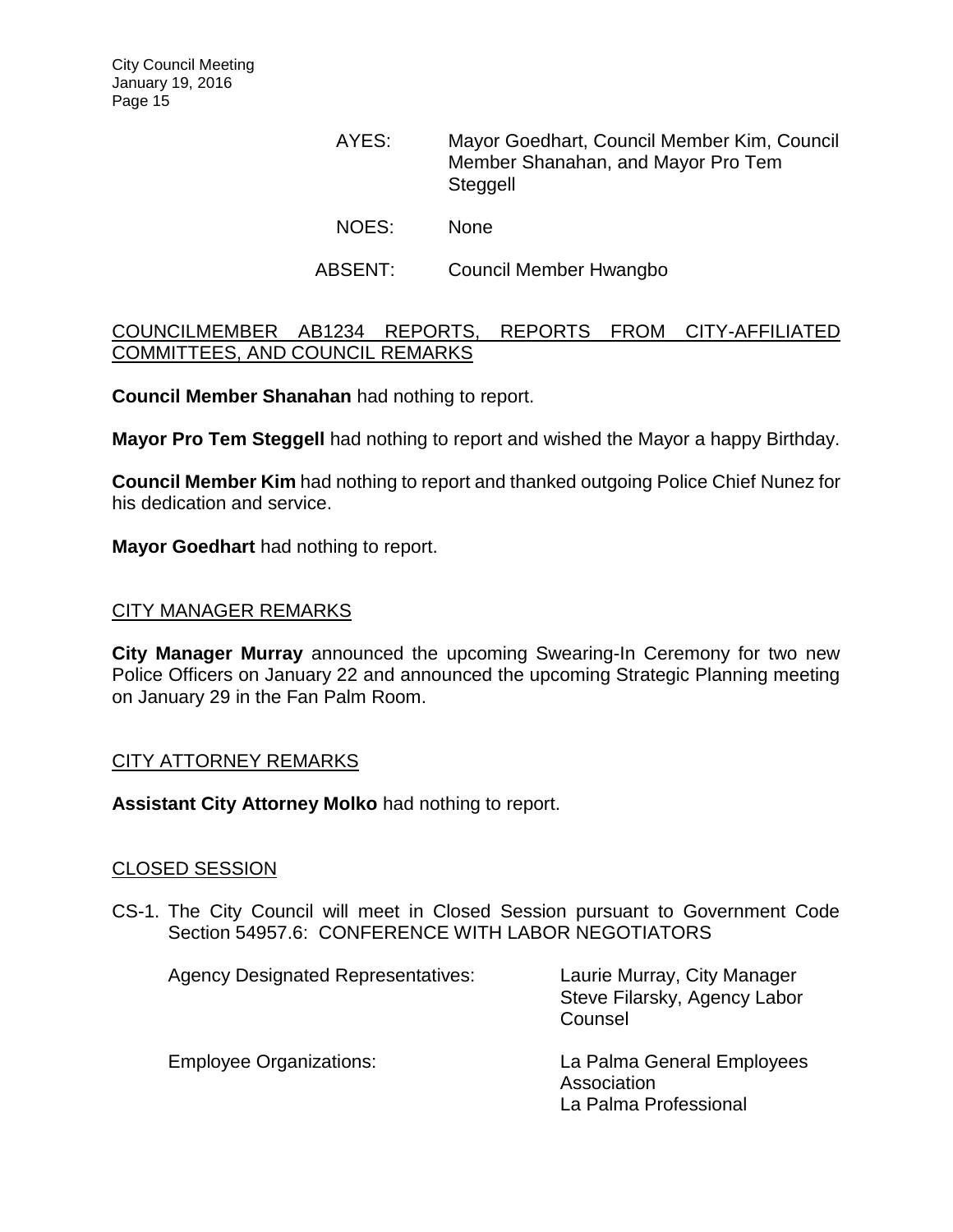AYES: Mayor Goedhart, Council Member Kim, Council Member Shanahan, and Mayor Pro Tem Steggell

NOES: None

ABSENT: Council Member Hwangbo

## COUNCILMEMBER AB1234 REPORTS, REPORTS FROM CITY-AFFILIATED COMMITTEES, AND COUNCIL REMARKS

**Council Member Shanahan** had nothing to report.

**Mayor Pro Tem Steggell** had nothing to report and wished the Mayor a happy Birthday.

**Council Member Kim** had nothing to report and thanked outgoing Police Chief Nunez for his dedication and service.

**Mayor Goedhart** had nothing to report.

## CITY MANAGER REMARKS

**City Manager Murray** announced the upcoming Swearing-In Ceremony for two new Police Officers on January 22 and announced the upcoming Strategic Planning meeting on January 29 in the Fan Palm Room.

## CITY ATTORNEY REMARKS

**Assistant City Attorney Molko** had nothing to report.

## CLOSED SESSION

CS-1. The City Council will meet in Closed Session pursuant to Government Code Section 54957.6: CONFERENCE WITH LABOR NEGOTIATORS

Agency Designated Representatives: Laurie Murray, City Manager
Steve Filarsky, Agency Labor Counsel

Employee Organizations: La Palma General Employees Association
La Palma Professional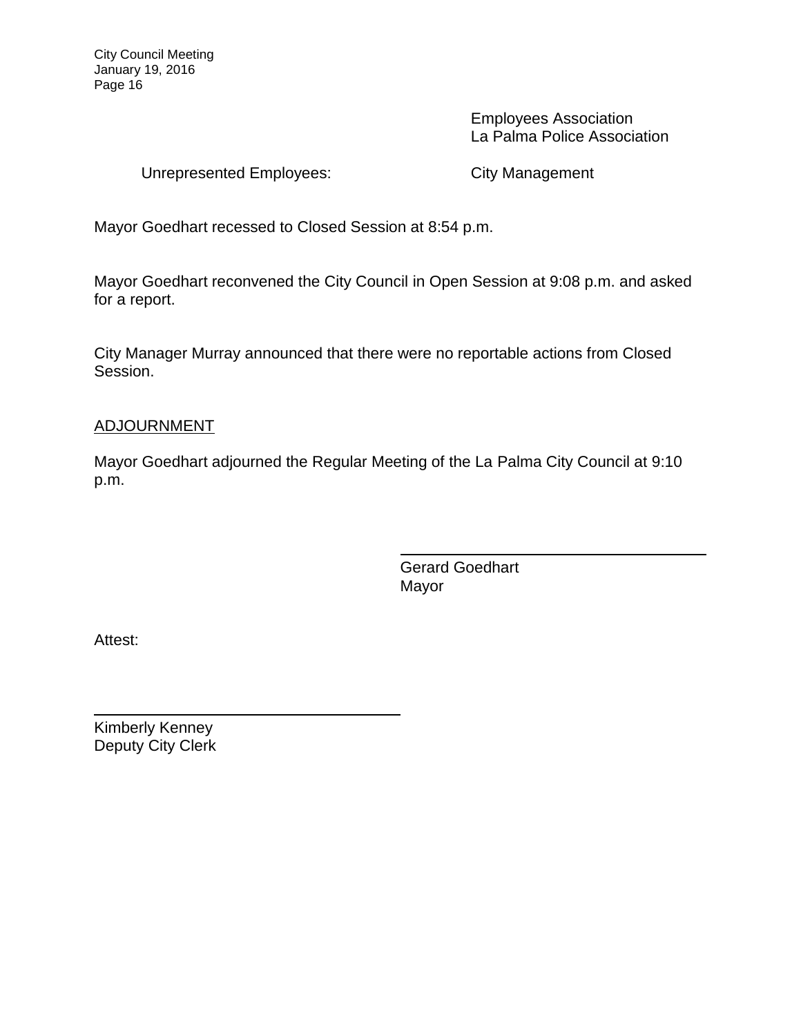Employees Association
La Palma Police Association

Unrepresented Employees: City Management

Mayor Goedhart recessed to Closed Session at 8:54 p.m.

Mayor Goedhart reconvened the City Council in Open Session at 9:08 p.m. and asked for a report.

City Manager Murray announced that there were no reportable actions from Closed Session.

ADJOURNMENT

Mayor Goedhart adjourned the Regular Meeting of the La Palma City Council at 9:10 p.m.

Gerard Goedhart
Mayor

Attest:

Kimberly Kenney
Deputy City Clerk